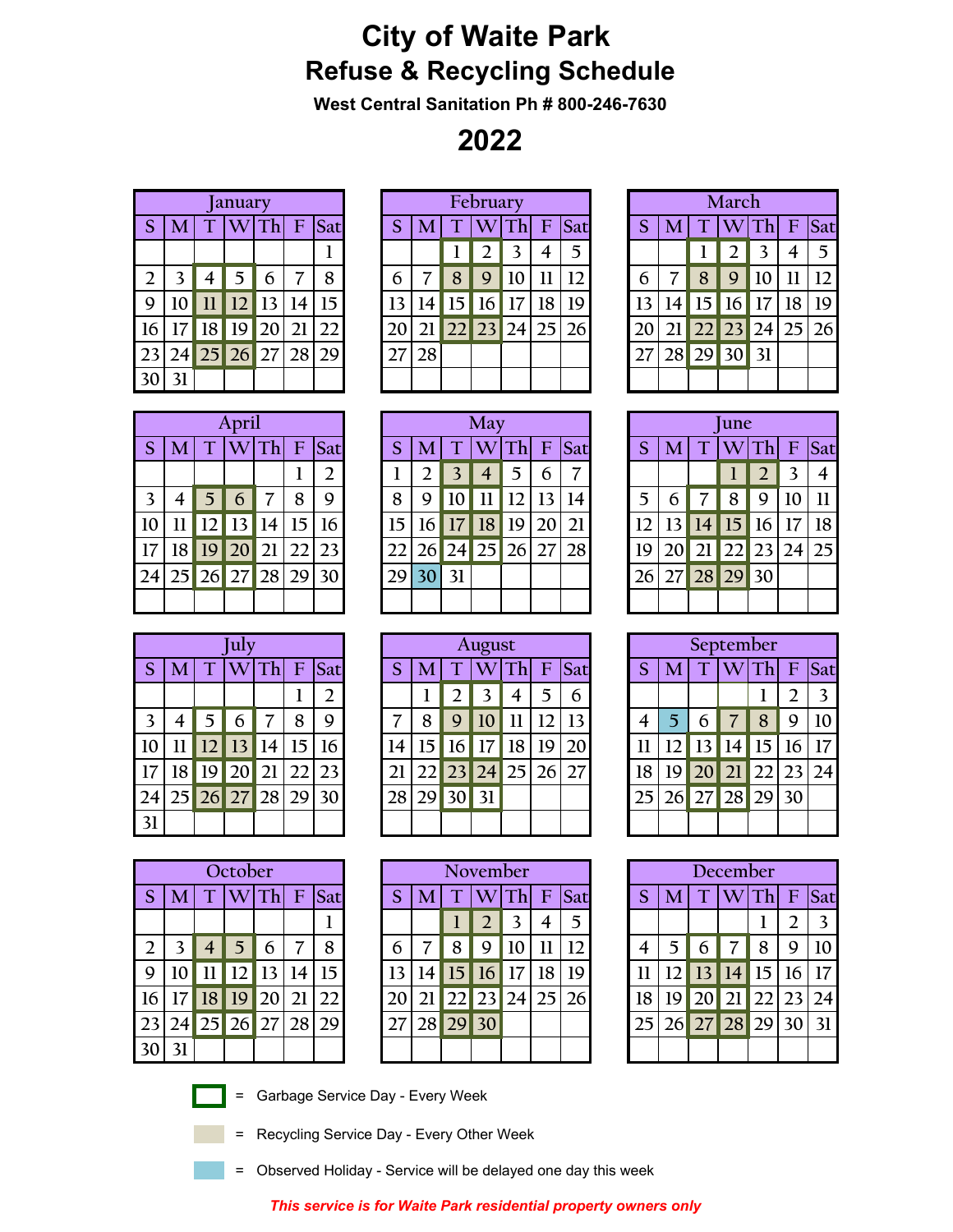# City of Waite Park
## Refuse & Recycling Schedule
**West Central Sanitation Ph # 800-246-7630**

## 2022

### January

| S | M | T | W | Th | F | Sat |
|---|---|---|---|---|---|---|
| | | | | | | 1 |
| 2 | 3 | 4 | 5 | 6 | 7 | 8 |
| 9 | 10 | 11 | 12 | 13 | 14 | 15 |
| 16 | 17 | 18 | 19 | 20 | 21 | 22 |
| 23 | 24 | 25 | 26 | 27 | 28 | 29 |
| 30 | 31 | | | | | |

### February

| S | M | T | W | Th | F | Sat |
|---|---|---|---|---|---|---|
| | | 1 | 2 | 3 | 4 | 5 |
| 6 | 7 | 8 | 9 | 10 | 11 | 12 |
| 13 | 14 | 15 | 16 | 17 | 18 | 19 |
| 20 | 21 | 22 | 23 | 24 | 25 | 26 |
| 27 | 28 | | | | | |

### March

| S | M | T | W | Th | F | Sat |
|---|---|---|---|---|---|---|
| | | 1 | 2 | 3 | 4 | 5 |
| 6 | 7 | 8 | 9 | 10 | 11 | 12 |
| 13 | 14 | 15 | 16 | 17 | 18 | 19 |
| 20 | 21 | 22 | 23 | 24 | 25 | 26 |
| 27 | 28 | 29 | 30 | 31 | | |

### April

| S | M | T | W | Th | F | Sat |
|---|---|---|---|---|---|---|
| | | | | | 1 | 2 |
| 3 | 4 | 5 | 6 | 7 | 8 | 9 |
| 10 | 11 | 12 | 13 | 14 | 15 | 16 |
| 17 | 18 | 19 | 20 | 21 | 22 | 23 |
| 24 | 25 | 26 | 27 | 28 | 29 | 30 |

### May

| S | M | T | W | Th | F | Sat |
|---|---|---|---|---|---|---|
| 1 | 2 | 3 | 4 | 5 | 6 | 7 |
| 8 | 9 | 10 | 11 | 12 | 13 | 14 |
| 15 | 16 | 17 | 18 | 19 | 20 | 21 |
| 22 | 26 | 24 | 25 | 26 | 27 | 28 |
| 29 | 30 | 31 | | | | |

### June

| S | M | T | W | Th | F | Sat |
|---|---|---|---|---|---|---|
| | | | 1 | 2 | 3 | 4 |
| 5 | 6 | 7 | 8 | 9 | 10 | 11 |
| 12 | 13 | 14 | 15 | 16 | 17 | 18 |
| 19 | 20 | 21 | 22 | 23 | 24 | 25 |
| 26 | 27 | 28 | 29 | 30 | | |

### July

| S | M | T | W | Th | F | Sat |
|---|---|---|---|---|---|---|
| | | | | | 1 | 2 |
| 3 | 4 | 5 | 6 | 7 | 8 | 9 |
| 10 | 11 | 12 | 13 | 14 | 15 | 16 |
| 17 | 18 | 19 | 20 | 21 | 22 | 23 |
| 24 | 25 | 26 | 27 | 28 | 29 | 30 |
| 31 | | | | | | |

### August

| S | M | T | W | Th | F | Sat |
|---|---|---|---|---|---|---|
| | 1 | 2 | 3 | 4 | 5 | 6 |
| 7 | 8 | 9 | 10 | 11 | 12 | 13 |
| 14 | 15 | 16 | 17 | 18 | 19 | 20 |
| 21 | 22 | 23 | 24 | 25 | 26 | 27 |
| 28 | 29 | 30 | 31 | | | |

### September

| S | M | T | W | Th | F | Sat |
|---|---|---|---|---|---|---|
| | | | | 1 | 2 | 3 |
| 4 | 5 | 6 | 7 | 8 | 9 | 10 |
| 11 | 12 | 13 | 14 | 15 | 16 | 17 |
| 18 | 19 | 20 | 21 | 22 | 23 | 24 |
| 25 | 26 | 27 | 28 | 29 | 30 | |

### October

| S | M | T | W | Th | F | Sat |
|---|---|---|---|---|---|---|
| | | | | | | 1 |
| 2 | 3 | 4 | 5 | 6 | 7 | 8 |
| 9 | 10 | 11 | 12 | 13 | 14 | 15 |
| 16 | 17 | 18 | 19 | 20 | 21 | 22 |
| 23 | 24 | 25 | 26 | 27 | 28 | 29 |
| 30 | 31 | | | | | |

### November

| S | M | T | W | Th | F | Sat |
|---|---|---|---|---|---|---|
| | | 1 | 2 | 3 | 4 | 5 |
| 6 | 7 | 8 | 9 | 10 | 11 | 12 |
| 13 | 14 | 15 | 16 | 17 | 18 | 19 |
| 20 | 21 | 22 | 23 | 24 | 25 | 26 |
| 27 | 28 | 29 | 30 | | | |

### December

| S | M | T | W | Th | F | Sat |
|---|---|---|---|---|---|---|
| | | | | 1 | 2 | 3 |
| 4 | 5 | 6 | 7 | 8 | 9 | 10 |
| 11 | 12 | 13 | 14 | 15 | 16 | 17 |
| 18 | 19 | 20 | 21 | 22 | 23 | 24 |
| 25 | 26 | 27 | 28 | 29 | 30 | 31 |

- = Garbage Service Day - Every Week
- = Recycling Service Day - Every Other Week
- = Observed Holiday - Service will be delayed one day this week

***This service is for Waite Park residential property owners only***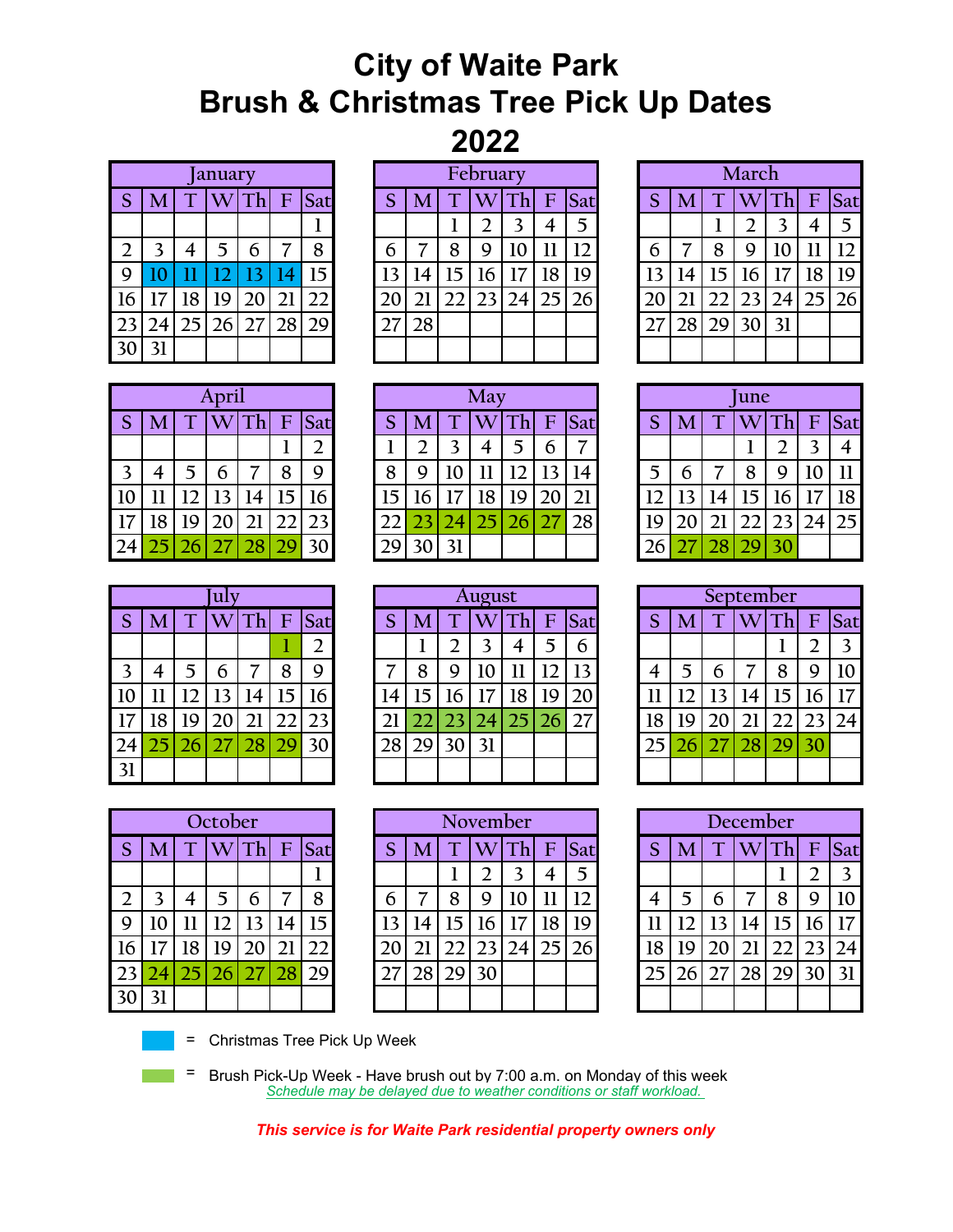# City of Waite Park
# Brush & Christmas Tree Pick Up Dates
# 2022

**January**

| S | M | T | W | Th | F | Sat |
|---|---|---|---|---|---|---|
| | | | | | | 1 |
| 2 | 3 | 4 | 5 | 6 | 7 | 8 |
| 9 | 10 | 11 | 12 | 13 | 14 | 15 |
| 16 | 17 | 18 | 19 | 20 | 21 | 22 |
| 23 | 24 | 25 | 26 | 27 | 28 | 29 |
| 30 | 31 | | | | | |

**February**

| S | M | T | W | Th | F | Sat |
|---|---|---|---|---|---|---|
| | | 1 | 2 | 3 | 4 | 5 |
| 6 | 7 | 8 | 9 | 10 | 11 | 12 |
| 13 | 14 | 15 | 16 | 17 | 18 | 19 |
| 20 | 21 | 22 | 23 | 24 | 25 | 26 |
| 27 | 28 | | | | | |

**March**

| S | M | T | W | Th | F | Sat |
|---|---|---|---|---|---|---|
| | | 1 | 2 | 3 | 4 | 5 |
| 6 | 7 | 8 | 9 | 10 | 11 | 12 |
| 13 | 14 | 15 | 16 | 17 | 18 | 19 |
| 20 | 21 | 22 | 23 | 24 | 25 | 26 |
| 27 | 28 | 29 | 30 | 31 | | |

**April**

| S | M | T | W | Th | F | Sat |
|---|---|---|---|---|---|---|
| | | | | | 1 | 2 |
| 3 | 4 | 5 | 6 | 7 | 8 | 9 |
| 10 | 11 | 12 | 13 | 14 | 15 | 16 |
| 17 | 18 | 19 | 20 | 21 | 22 | 23 |
| 24 | 25 | 26 | 27 | 28 | 29 | 30 |

**May**

| S | M | T | W | Th | F | Sat |
|---|---|---|---|---|---|---|
| 1 | 2 | 3 | 4 | 5 | 6 | 7 |
| 8 | 9 | 10 | 11 | 12 | 13 | 14 |
| 15 | 16 | 17 | 18 | 19 | 20 | 21 |
| 22 | 23 | 24 | 25 | 26 | 27 | 28 |
| 29 | 30 | 31 | | | | |

**June**

| S | M | T | W | Th | F | Sat |
|---|---|---|---|---|---|---|
| | | | 1 | 2 | 3 | 4 |
| 5 | 6 | 7 | 8 | 9 | 10 | 11 |
| 12 | 13 | 14 | 15 | 16 | 17 | 18 |
| 19 | 20 | 21 | 22 | 23 | 24 | 25 |
| 26 | 27 | 28 | 29 | 30 | | |

**July**

| S | M | T | W | Th | F | Sat |
|---|---|---|---|---|---|---|
| | | | | | 1 | 2 |
| 3 | 4 | 5 | 6 | 7 | 8 | 9 |
| 10 | 11 | 12 | 13 | 14 | 15 | 16 |
| 17 | 18 | 19 | 20 | 21 | 22 | 23 |
| 24 | 25 | 26 | 27 | 28 | 29 | 30 |
| 31 | | | | | | |

**August**

| S | M | T | W | Th | F | Sat |
|---|---|---|---|---|---|---|
| | 1 | 2 | 3 | 4 | 5 | 6 |
| 7 | 8 | 9 | 10 | 11 | 12 | 13 |
| 14 | 15 | 16 | 17 | 18 | 19 | 20 |
| 21 | 22 | 23 | 24 | 25 | 26 | 27 |
| 28 | 29 | 30 | 31 | | | |

**September**

| S | M | T | W | Th | F | Sat |
|---|---|---|---|---|---|---|
| | | | | 1 | 2 | 3 |
| 4 | 5 | 6 | 7 | 8 | 9 | 10 |
| 11 | 12 | 13 | 14 | 15 | 16 | 17 |
| 18 | 19 | 20 | 21 | 22 | 23 | 24 |
| 25 | 26 | 27 | 28 | 29 | 30 | |

**October**

| S | M | T | W | Th | F | Sat |
|---|---|---|---|---|---|---|
| | | | | | | 1 |
| 2 | 3 | 4 | 5 | 6 | 7 | 8 |
| 9 | 10 | 11 | 12 | 13 | 14 | 15 |
| 16 | 17 | 18 | 19 | 20 | 21 | 22 |
| 23 | 24 | 25 | 26 | 27 | 28 | 29 |
| 30 | 31 | | | | | |

**November**

| S | M | T | W | Th | F | Sat |
|---|---|---|---|---|---|---|
| | | 1 | 2 | 3 | 4 | 5 |
| 6 | 7 | 8 | 9 | 10 | 11 | 12 |
| 13 | 14 | 15 | 16 | 17 | 18 | 19 |
| 20 | 21 | 22 | 23 | 24 | 25 | 26 |
| 27 | 28 | 29 | 30 | | | |

**December**

| S | M | T | W | Th | F | Sat |
|---|---|---|---|---|---|---|
| | | | | 1 | 2 | 3 |
| 4 | 5 | 6 | 7 | 8 | 9 | 10 |
| 11 | 12 | 13 | 14 | 15 | 16 | 17 |
| 18 | 19 | 20 | 21 | 22 | 23 | 24 |
| 25 | 26 | 27 | 28 | 29 | 30 | 31 |

= Christmas Tree Pick Up Week

= Brush Pick-Up Week - Have brush out by 7:00 a.m. on Monday of this week

*Schedule may be delayed due to weather conditions or staff workload.*

***This service is for Waite Park residential property owners only***